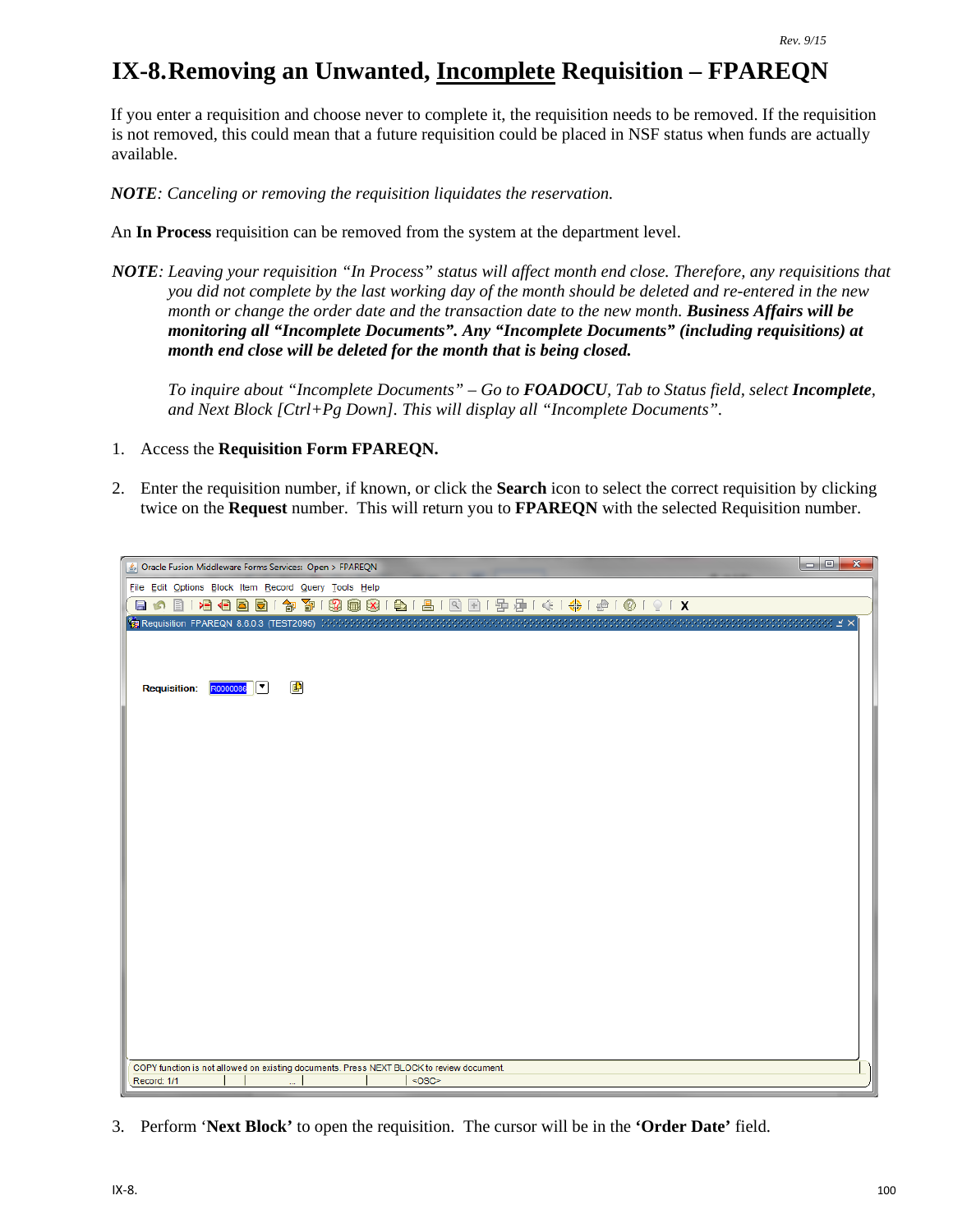# IX-8. Removing an Unwanted, Incomplete Requisition – FPAREQN

If you enter a requisition and choose never to complete it, the requisition needs to be removed. If the requisition is not removed, this could mean that a future requisition could be placed in NSF status when funds are actually available.

***NOTE****: Canceling or removing the requisition liquidates the reservation.*

An **In Process** requisition can be removed from the system at the department level.

***NOTE****: Leaving your requisition "In Process" status will affect month end close. Therefore, any requisitions that you did not complete by the last working day of the month should be deleted and re-entered in the new month or change the order date and the transaction date to the new month.* ***Business Affairs will be monitoring all "Incomplete Documents". Any "Incomplete Documents" (including requisitions) at month end close will be deleted for the month that is being closed.***

*To inquire about "Incomplete Documents" – Go to* ***FOADOCU****, Tab to Status field, select* ***Incomplete****, and Next Block [Ctrl+Pg Down]. This will display all "Incomplete Documents".*

1. Access the **Requisition Form FPAREQN.**

2. Enter the requisition number, if known, or click the **Search** icon to select the correct requisition by clicking twice on the **Request** number. This will return you to **FPAREQN** with the selected Requisition number.

3. Perform '**Next Block'** to open the requisition. The cursor will be in the **'Order Date'** field.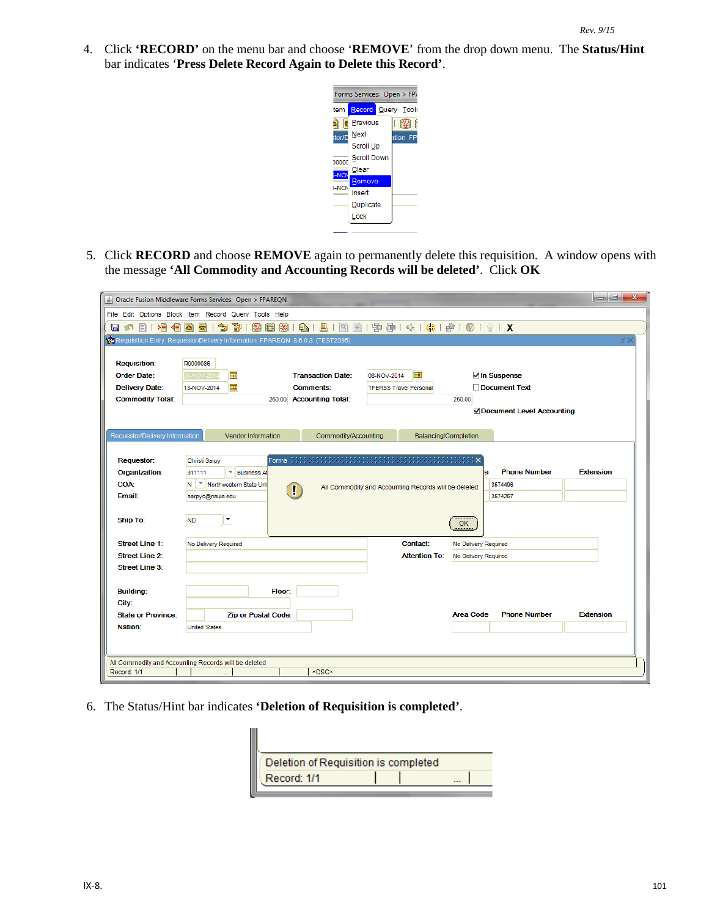4. Click **'RECORD'** on the menu bar and choose '**REMOVE**' from the drop down menu. The **Status/Hint** bar indicates '**Press Delete Record Again to Delete this Record**'.

5. Click **RECORD** and choose **REMOVE** again to permanently delete this requisition. A window opens with the message **'All Commodity and Accounting Records will be deleted'**. Click **OK**

6. The Status/Hint bar indicates **'Deletion of Requisition is completed'**.